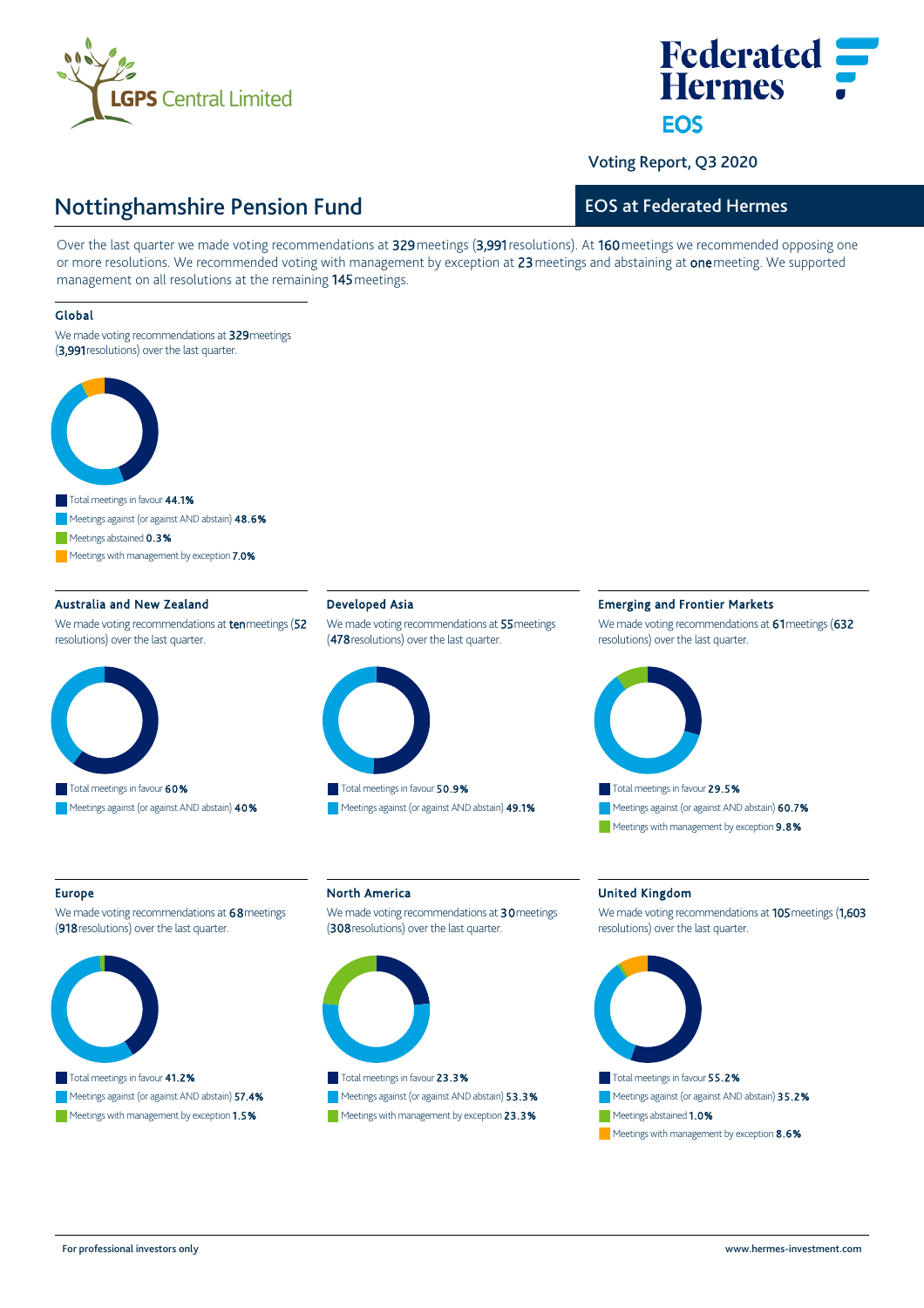Voting Report, Q3 2020

# Nottinghamshire Pension Fund

## EOS at Federated Hermes

Over the last quarter we made voting recommendations at 329 meetings (3,991 resolutions). At 160 meetings we recommended opposing one or more resolutions. We recommended voting with management by exception at 23 meetings and abstaining at one meeting. We supported management on all resolutions at the remaining 145 meetings.

### Global

We made voting recommendations at 329 meetings (3,991 resolutions) over the last quarter.

Total meetings in favour **44.1%**
Meetings against (or against AND abstain) **48.6%**
Meetings abstained **0.3%**
Meetings with management by exception **7.0%**

### Australia and New Zealand

We made voting recommendations at ten meetings (52 resolutions) over the last quarter.

Total meetings in favour **60%**
Meetings against (or against AND abstain) **40%**

### Developed Asia

We made voting recommendations at 55 meetings (478 resolutions) over the last quarter.

Total meetings in favour **50.9%**
Meetings against (or against AND abstain) **49.1%**

### Emerging and Frontier Markets

We made voting recommendations at 61 meetings (632 resolutions) over the last quarter.

Total meetings in favour **29.5%**
Meetings against (or against AND abstain) **60.7%**
Meetings with management by exception **9.8%**

### Europe

We made voting recommendations at 68 meetings (918 resolutions) over the last quarter.

Total meetings in favour **41.2%**
Meetings against (or against AND abstain) **57.4%**
Meetings with management by exception **1.5%**

### North America

We made voting recommendations at 30 meetings (308 resolutions) over the last quarter.

Total meetings in favour **23.3%**
Meetings against (or against AND abstain) **53.3%**
Meetings with management by exception **23.3%**

### United Kingdom

We made voting recommendations at 105 meetings (1,603 resolutions) over the last quarter.

Total meetings in favour **55.2%**
Meetings against (or against AND abstain) **35.2%**
Meetings abstained **1.0%**
Meetings with management by exception **8.6%**

For professional investors only

www.hermes-investment.com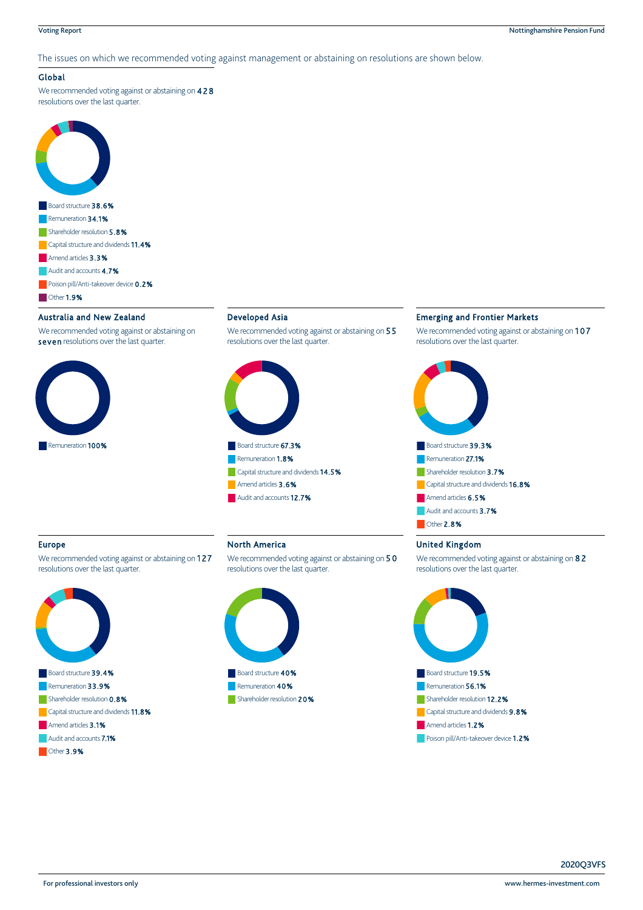The issues on which we recommended voting against management or abstaining on resolutions are shown below.

## Global

We recommended voting against or abstaining on **428** resolutions over the last quarter.

Board structure **38.6%**
Remuneration **34.1%**
Shareholder resolution **5.8%**
Capital structure and dividends **11.4%**
Amend articles **3.3%**
Audit and accounts **4.7%**
Poison pill/Anti-takeover device **0.2%**
Other **1.9%**

## Australia and New Zealand

We recommended voting against or abstaining on **seven** resolutions over the last quarter.

Remuneration **100%**

## Developed Asia

We recommended voting against or abstaining on **55** resolutions over the last quarter.

Board structure **67.3%**
Remuneration **1.8%**
Capital structure and dividends **14.5%**
Amend articles **3.6%**
Audit and accounts **12.7%**

## Emerging and Frontier Markets

We recommended voting against or abstaining on **107** resolutions over the last quarter.

Board structure **39.3%**
Remuneration **27.1%**
Shareholder resolution **3.7%**
Capital structure and dividends **16.8%**
Amend articles **6.5%**
Audit and accounts **3.7%**
Other **2.8%**

## Europe

We recommended voting against or abstaining on **127** resolutions over the last quarter.

Board structure **39.4%**
Remuneration **33.9%**
Shareholder resolution **0.8%**
Capital structure and dividends **11.8%**
Amend articles **3.1%**
Audit and accounts **7.1%**
Other **3.9%**

## North America

We recommended voting against or abstaining on **50** resolutions over the last quarter.

Board structure **40%**
Remuneration **40%**
Shareholder resolution **20%**

## United Kingdom

We recommended voting against or abstaining on **82** resolutions over the last quarter.

Board structure **19.5%**
Remuneration **56.1%**
Shareholder resolution **12.2%**
Capital structure and dividends **9.8%**
Amend articles **1.2%**
Poison pill/Anti-takeover device **1.2%**

2020Q3VFS